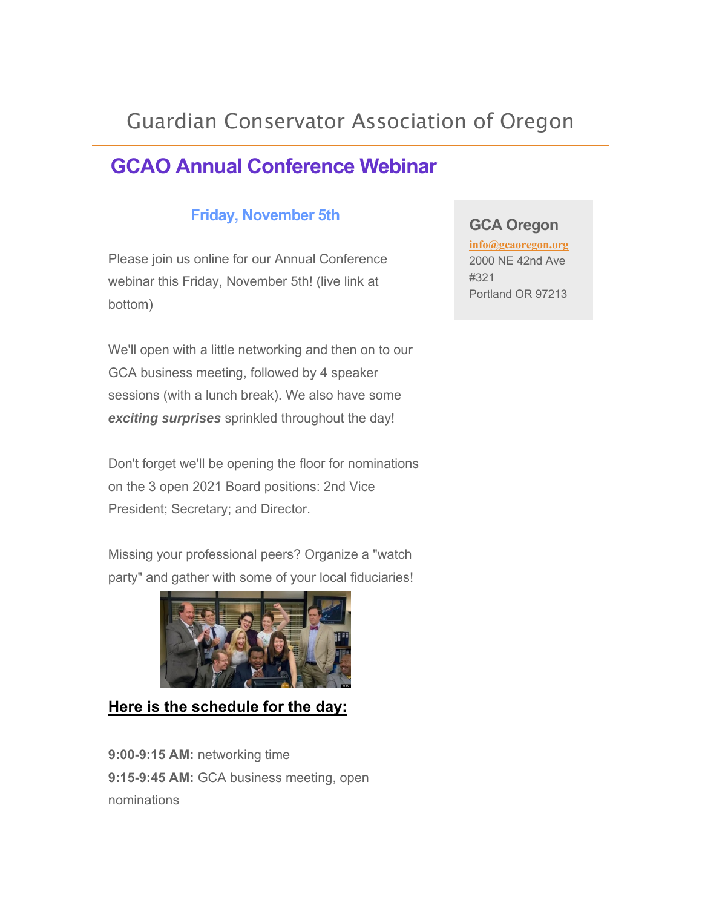# Guardian Conservator Association of Oregon

## GCAO Annual Conference Webinar

### Friday, November 5th

Please join us online for our Annual Conference webinar this Friday, November 5th! (live link at bottom)

We'll open with a little networking and then on to our GCA business meeting, followed by 4 speaker sessions (with a lunch break). We also have some ***exciting surprises*** sprinkled throughout the day!

Don't forget we'll be opening the floor for nominations on the 3 open 2021 Board positions: 2nd Vice President; Secretary; and Director.

Missing your professional peers? Organize a "watch party" and gather with some of your local fiduciaries!

**Here is the schedule for the day:**

**9:00-9:15 AM:** networking time
**9:15-9:45 AM:** GCA business meeting, open nominations

**GCA Oregon**
info@gcaoregon.org
2000 NE 42nd Ave
#321
Portland OR 97213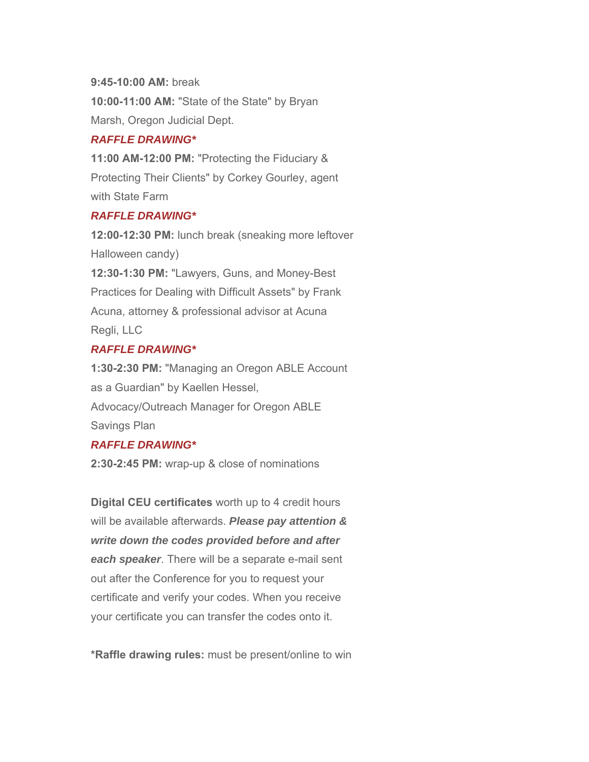**9:45-10:00 AM:** break

**10:00-11:00 AM:** "State of the State" by Bryan Marsh, Oregon Judicial Dept.

***RAFFLE DRAWING****

**11:00 AM-12:00 PM:** "Protecting the Fiduciary & Protecting Their Clients" by Corkey Gourley, agent with State Farm

***RAFFLE DRAWING****

**12:00-12:30 PM:** lunch break (sneaking more leftover Halloween candy)

**12:30-1:30 PM:** "Lawyers, Guns, and Money-Best Practices for Dealing with Difficult Assets" by Frank Acuna, attorney & professional advisor at Acuna Regli, LLC

***RAFFLE DRAWING****

**1:30-2:30 PM:** "Managing an Oregon ABLE Account as a Guardian" by Kaellen Hessel, Advocacy/Outreach Manager for Oregon ABLE Savings Plan

***RAFFLE DRAWING****

**2:30-2:45 PM:** wrap-up & close of nominations

**Digital CEU certificates** worth up to 4 credit hours will be available afterwards. ***Please pay attention & write down the codes provided before and after each speaker***. There will be a separate e-mail sent out after the Conference for you to request your certificate and verify your codes. When you receive your certificate you can transfer the codes onto it.

***Raffle drawing rules:** must be present/online to win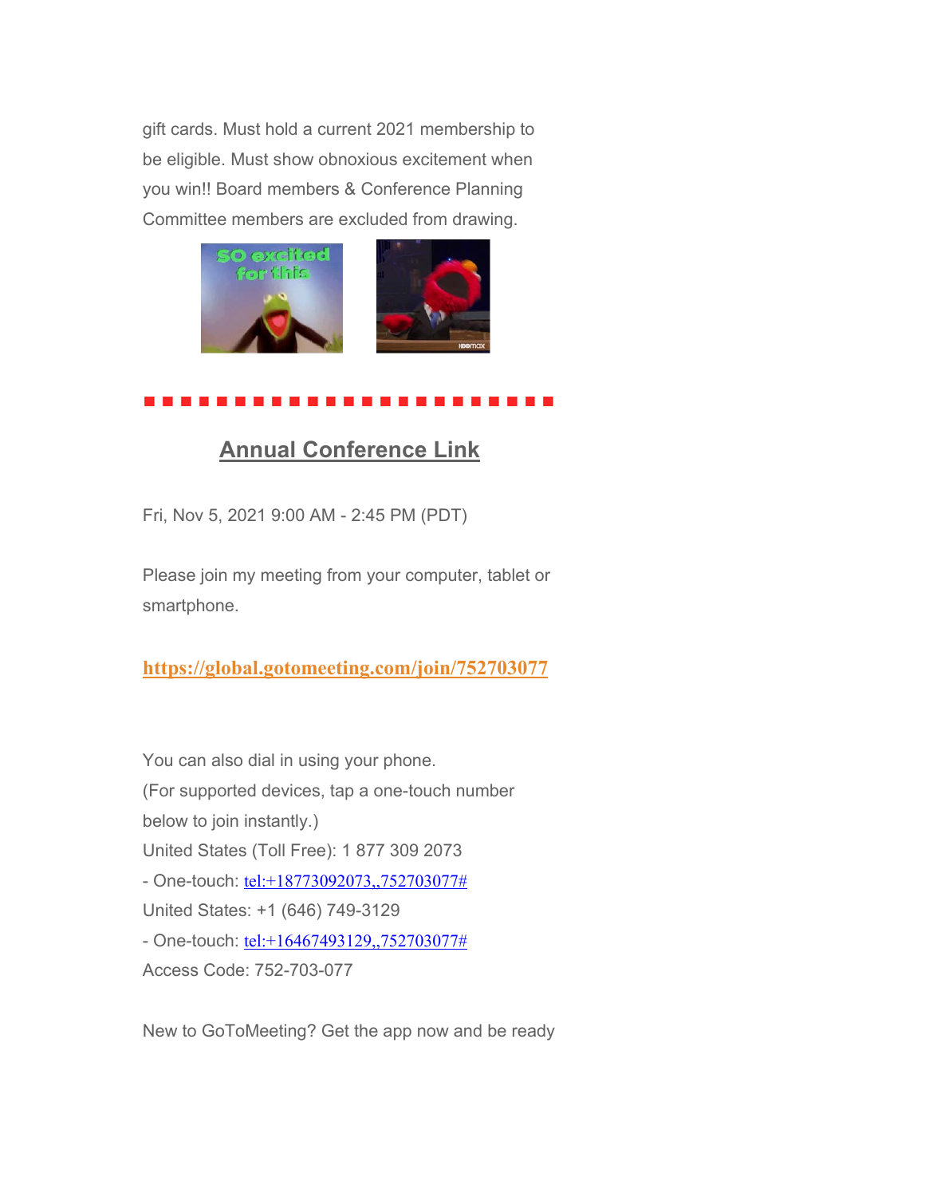gift cards. Must hold a current 2021 membership to be eligible. Must show obnoxious excitement when you win!! Board members & Conference Planning Committee members are excluded from drawing.

## Annual Conference Link

Fri, Nov 5, 2021 9:00 AM - 2:45 PM (PDT)

Please join my meeting from your computer, tablet or smartphone.

**https://global.gotomeeting.com/join/752703077**

You can also dial in using your phone.
(For supported devices, tap a one-touch number below to join instantly.)
United States (Toll Free): 1 877 309 2073
- One-touch: tel:+18773092073,,752703077#

United States: +1 (646) 749-3129
- One-touch: tel:+16467493129,,752703077#

Access Code: 752-703-077

New to GoToMeeting? Get the app now and be ready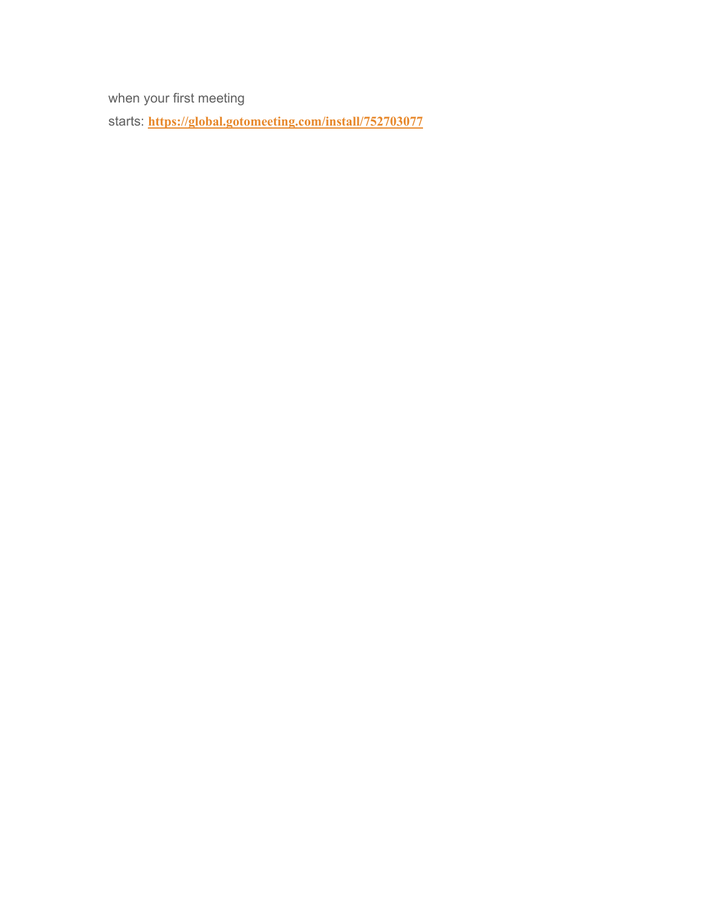when your first meeting starts: **https://global.gotomeeting.com/install/752703077**